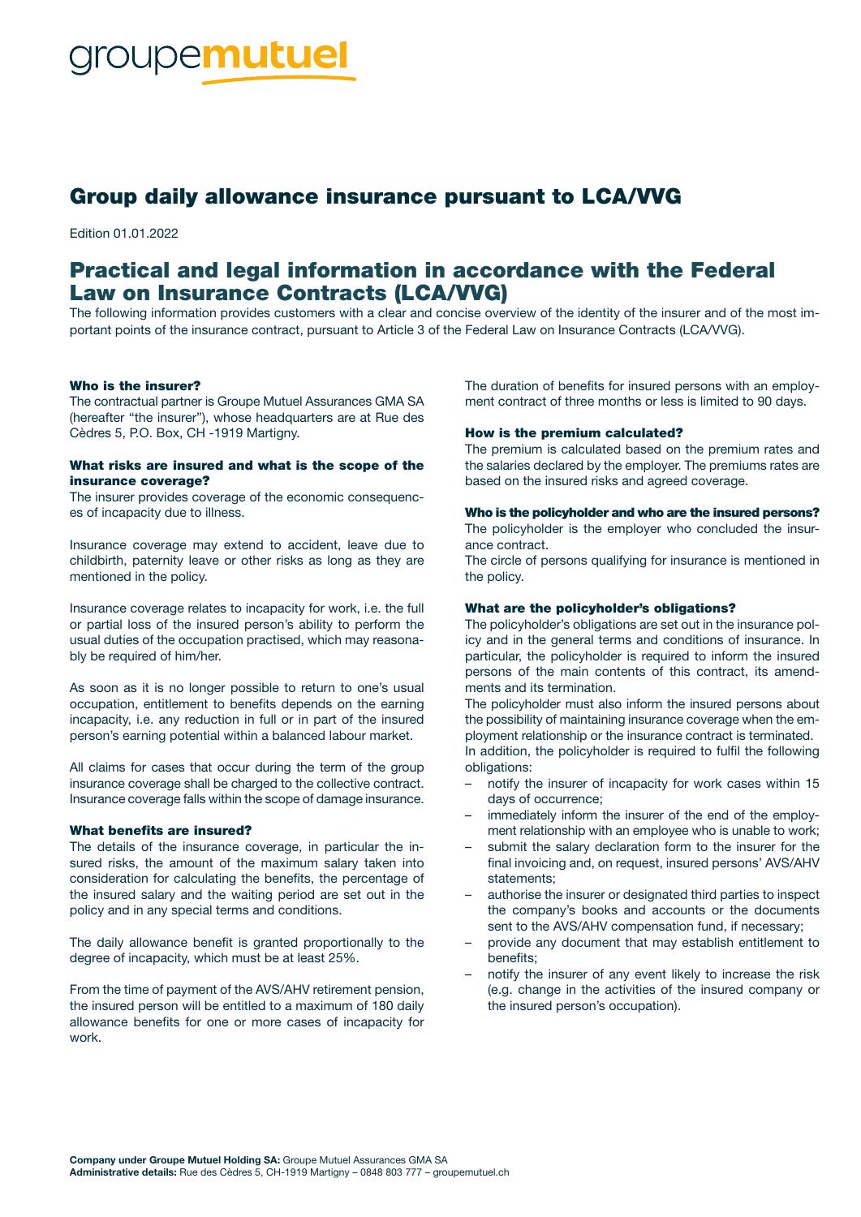# Group daily allowance insurance pursuant to LCA/VVG

Edition 01.01.2022

## Practical and legal information in accordance with the Federal Law on Insurance Contracts (LCA/VVG)

The following information provides customers with a clear and concise overview of the identity of the insurer and of the most important points of the insurance contract, pursuant to Article 3 of the Federal Law on Insurance Contracts (LCA/VVG).

### Who is the insurer?

The contractual partner is Groupe Mutuel Assurances GMA SA (hereafter "the insurer"), whose headquarters are at Rue des Cèdres 5, P.O. Box, CH -1919 Martigny.

### What risks are insured and what is the scope of the insurance coverage?

The insurer provides coverage of the economic consequences of incapacity due to illness.

Insurance coverage may extend to accident, leave due to childbirth, paternity leave or other risks as long as they are mentioned in the policy.

Insurance coverage relates to incapacity for work, i.e. the full or partial loss of the insured person's ability to perform the usual duties of the occupation practised, which may reasonably be required of him/her.

As soon as it is no longer possible to return to one's usual occupation, entitlement to benefits depends on the earning incapacity, i.e. any reduction in full or in part of the insured person's earning potential within a balanced labour market.

All claims for cases that occur during the term of the group insurance coverage shall be charged to the collective contract. Insurance coverage falls within the scope of damage insurance.

### What benefits are insured?

The details of the insurance coverage, in particular the insured risks, the amount of the maximum salary taken into consideration for calculating the benefits, the percentage of the insured salary and the waiting period are set out in the policy and in any special terms and conditions.

The daily allowance benefit is granted proportionally to the degree of incapacity, which must be at least 25%.

From the time of payment of the AVS/AHV retirement pension, the insured person will be entitled to a maximum of 180 daily allowance benefits for one or more cases of incapacity for work.

The duration of benefits for insured persons with an employment contract of three months or less is limited to 90 days.

### How is the premium calculated?

The premium is calculated based on the premium rates and the salaries declared by the employer. The premiums rates are based on the insured risks and agreed coverage.

### Who is the policyholder and who are the insured persons?

The policyholder is the employer who concluded the insurance contract.
The circle of persons qualifying for insurance is mentioned in the policy.

### What are the policyholder's obligations?

The policyholder's obligations are set out in the insurance policy and in the general terms and conditions of insurance. In particular, the policyholder is required to inform the insured persons of the main contents of this contract, its amendments and its termination.
The policyholder must also inform the insured persons about the possibility of maintaining insurance coverage when the employment relationship or the insurance contract is terminated.
In addition, the policyholder is required to fulfil the following obligations:

- notify the insurer of incapacity for work cases within 15 days of occurrence;
- immediately inform the insurer of the end of the employment relationship with an employee who is unable to work;
- submit the salary declaration form to the insurer for the final invoicing and, on request, insured persons' AVS/AHV statements;
- authorise the insurer or designated third parties to inspect the company's books and accounts or the documents sent to the AVS/AHV compensation fund, if necessary;
- provide any document that may establish entitlement to benefits;
- notify the insurer of any event likely to increase the risk (e.g. change in the activities of the insured company or the insured person's occupation).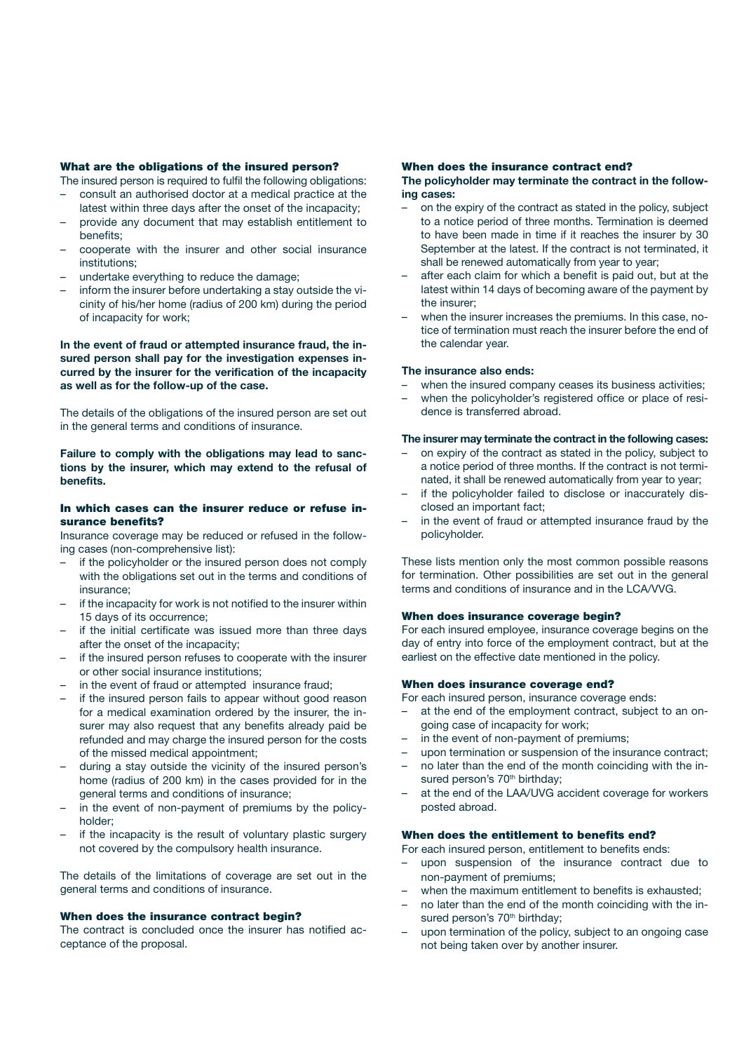## What are the obligations of the insured person?

The insured person is required to fulfil the following obligations:

- consult an authorised doctor at a medical practice at the latest within three days after the onset of the incapacity;
- provide any document that may establish entitlement to benefits;
- cooperate with the insurer and other social insurance institutions;
- undertake everything to reduce the damage;
- inform the insurer before undertaking a stay outside the vicinity of his/her home (radius of 200 km) during the period of incapacity for work;

**In the event of fraud or attempted insurance fraud, the insured person shall pay for the investigation expenses incurred by the insurer for the verification of the incapacity as well as for the follow-up of the case.**

The details of the obligations of the insured person are set out in the general terms and conditions of insurance.

**Failure to comply with the obligations may lead to sanctions by the insurer, which may extend to the refusal of benefits.**

## In which cases can the insurer reduce or refuse insurance benefits?

Insurance coverage may be reduced or refused in the following cases (non-comprehensive list):

- if the policyholder or the insured person does not comply with the obligations set out in the terms and conditions of insurance;
- if the incapacity for work is not notified to the insurer within 15 days of its occurrence;
- if the initial certificate was issued more than three days after the onset of the incapacity;
- if the insured person refuses to cooperate with the insurer or other social insurance institutions;
- in the event of fraud or attempted insurance fraud;
- if the insured person fails to appear without good reason for a medical examination ordered by the insurer, the insurer may also request that any benefits already paid be refunded and may charge the insured person for the costs of the missed medical appointment;
- during a stay outside the vicinity of the insured person's home (radius of 200 km) in the cases provided for in the general terms and conditions of insurance;
- in the event of non-payment of premiums by the policyholder;
- if the incapacity is the result of voluntary plastic surgery not covered by the compulsory health insurance.

The details of the limitations of coverage are set out in the general terms and conditions of insurance.

## When does the insurance contract begin?

The contract is concluded once the insurer has notified acceptance of the proposal.

## When does the insurance contract end?

**The policyholder may terminate the contract in the following cases:**

- on the expiry of the contract as stated in the policy, subject to a notice period of three months. Termination is deemed to have been made in time if it reaches the insurer by 30 September at the latest. If the contract is not terminated, it shall be renewed automatically from year to year;
- after each claim for which a benefit is paid out, but at the latest within 14 days of becoming aware of the payment by the insurer;
- when the insurer increases the premiums. In this case, notice of termination must reach the insurer before the end of the calendar year.

**The insurance also ends:**

- when the insured company ceases its business activities;
- when the policyholder's registered office or place of residence is transferred abroad.

**The insurer may terminate the contract in the following cases:**

- on expiry of the contract as stated in the policy, subject to a notice period of three months. If the contract is not terminated, it shall be renewed automatically from year to year;
- if the policyholder failed to disclose or inaccurately disclosed an important fact;
- in the event of fraud or attempted insurance fraud by the policyholder.

These lists mention only the most common possible reasons for termination. Other possibilities are set out in the general terms and conditions of insurance and in the LCA/VVG.

## When does insurance coverage begin?

For each insured employee, insurance coverage begins on the day of entry into force of the employment contract, but at the earliest on the effective date mentioned in the policy.

## When does insurance coverage end?

For each insured person, insurance coverage ends:

- at the end of the employment contract, subject to an ongoing case of incapacity for work;
- in the event of non-payment of premiums;
- upon termination or suspension of the insurance contract;
- no later than the end of the month coinciding with the insured person's 70th birthday;
- at the end of the LAA/UVG accident coverage for workers posted abroad.

## When does the entitlement to benefits end?

For each insured person, entitlement to benefits ends:

- upon suspension of the insurance contract due to non-payment of premiums;
- when the maximum entitlement to benefits is exhausted;
- no later than the end of the month coinciding with the insured person's 70th birthday;
- upon termination of the policy, subject to an ongoing case not being taken over by another insurer.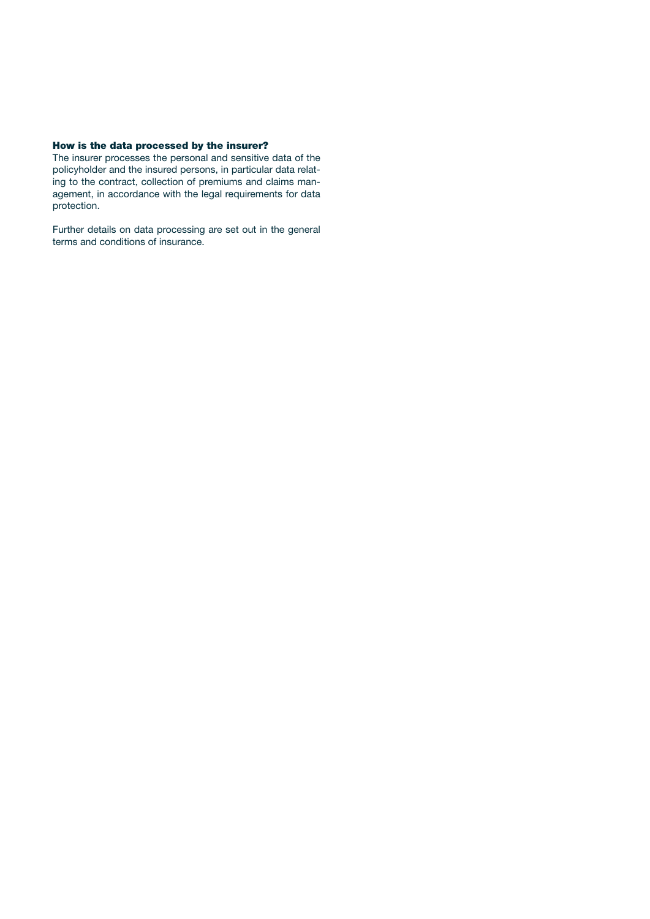**How is the data processed by the insurer?**

The insurer processes the personal and sensitive data of the policyholder and the insured persons, in particular data relating to the contract, collection of premiums and claims management, in accordance with the legal requirements for data protection.

Further details on data processing are set out in the general terms and conditions of insurance.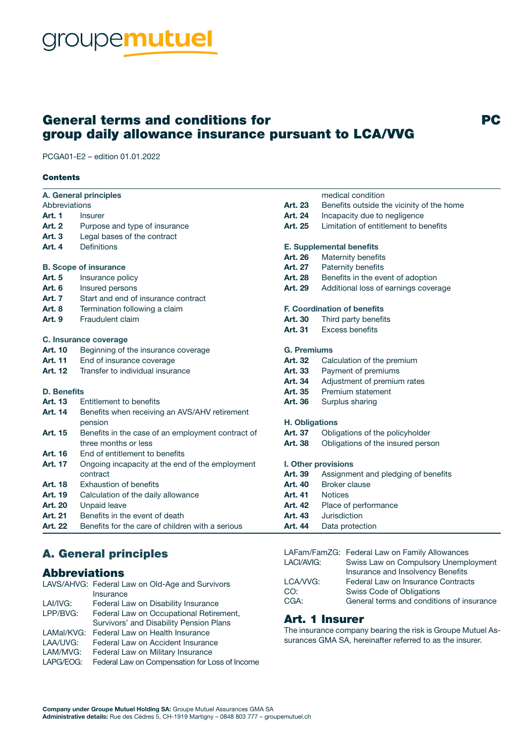# General terms and conditions for group daily allowance insurance pursuant to LCA/VVG

PC

PCGA01-E2 – edition 01.01.2022

**Contents**

**A. General principles**
Abbreviations
**Art. 1** Insurer
**Art. 2** Purpose and type of insurance
**Art. 3** Legal bases of the contract
**Art. 4** Definitions

**B. Scope of insurance**
**Art. 5** Insurance policy
**Art. 6** Insured persons
**Art. 7** Start and end of insurance contract
**Art. 8** Termination following a claim
**Art. 9** Fraudulent claim

**C. Insurance coverage**
**Art. 10** Beginning of the insurance coverage
**Art. 11** End of insurance coverage
**Art. 12** Transfer to individual insurance

**D. Benefits**
**Art. 13** Entitlement to benefits
**Art. 14** Benefits when receiving an AVS/AHV retirement pension
**Art. 15** Benefits in the case of an employment contract of three months or less
**Art. 16** End of entitlement to benefits
**Art. 17** Ongoing incapacity at the end of the employment contract
**Art. 18** Exhaustion of benefits
**Art. 19** Calculation of the daily allowance
**Art. 20** Unpaid leave
**Art. 21** Benefits in the event of death
**Art. 22** Benefits for the care of children with a serious medical condition
**Art. 23** Benefits outside the vicinity of the home
**Art. 24** Incapacity due to negligence
**Art. 25** Limitation of entitlement to benefits

**E. Supplemental benefits**
**Art. 26** Maternity benefits
**Art. 27** Paternity benefits
**Art. 28** Benefits in the event of adoption
**Art. 29** Additional loss of earnings coverage

**F. Coordination of benefits**
**Art. 30** Third party benefits
**Art. 31** Excess benefits

**G. Premiums**
**Art. 32** Calculation of the premium
**Art. 33** Payment of premiums
**Art. 34** Adjustment of premium rates
**Art. 35** Premium statement
**Art. 36** Surplus sharing

**H. Obligations**
**Art. 37** Obligations of the policyholder
**Art. 38** Obligations of the insured person

**I. Other provisions**
**Art. 39** Assignment and pledging of benefits
**Art. 40** Broker clause
**Art. 41** Notices
**Art. 42** Place of performance
**Art. 43** Jurisdiction
**Art. 44** Data protection

## A. General principles

## Abbreviations

| | |
|---|---|
| LAVS/AHVG: | Federal Law on Old-Age and Survivors Insurance |
| LAI/IVG: | Federal Law on Disability Insurance |
| LPP/BVG: | Federal Law on Occupational Retirement, Survivors' and Disability Pension Plans |
| LAMal/KVG: | Federal Law on Health Insurance |
| LAA/UVG: | Federal Law on Accident Insurance |
| LAM/MVG: | Federal Law on Military Insurance |
| LAPG/EOG: | Federal Law on Compensation for Loss of Income |
| LAFam/FamZG: | Federal Law on Family Allowances |
| LACI/AVIG: | Swiss Law on Compulsory Unemployment Insurance and Insolvency Benefits |
| LCA/VVG: | Federal Law on Insurance Contracts |
| CO: | Swiss Code of Obligations |
| CGA: | General terms and conditions of insurance |

## Art. 1 Insurer

The insurance company bearing the risk is Groupe Mutuel Assurances GMA SA, hereinafter referred to as the insurer.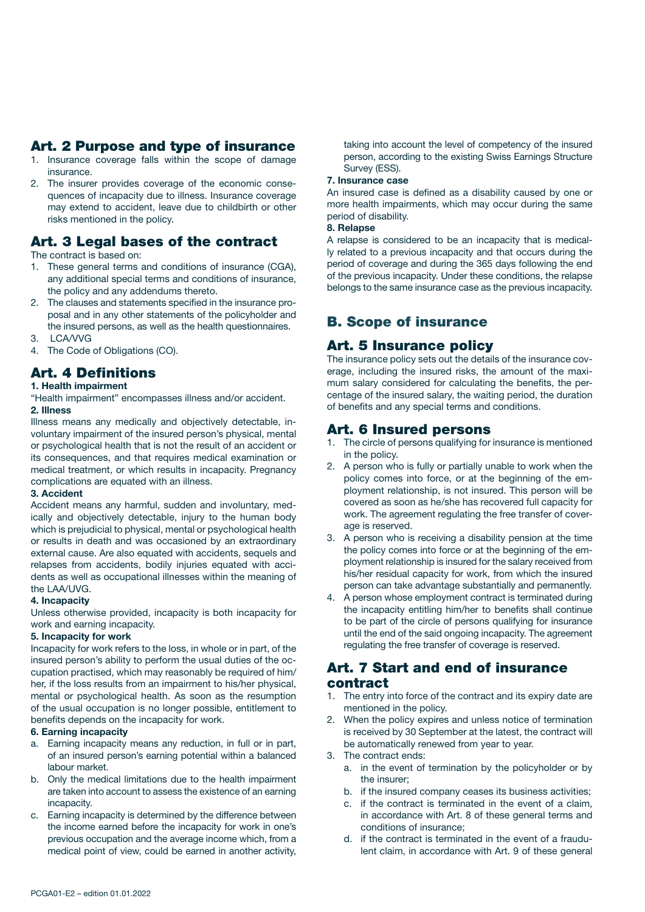## Art. 2 Purpose and type of insurance

1. Insurance coverage falls within the scope of damage insurance.
2. The insurer provides coverage of the economic consequences of incapacity due to illness. Insurance coverage may extend to accident, leave due to childbirth or other risks mentioned in the policy.

## Art. 3 Legal bases of the contract

The contract is based on:

1. These general terms and conditions of insurance (CGA), any additional special terms and conditions of insurance, the policy and any addendums thereto.
2. The clauses and statements specified in the insurance proposal and in any other statements of the policyholder and the insured persons, as well as the health questionnaires.
3. LCA/VVG
4. The Code of Obligations (CO).

## Art. 4 Definitions

**1. Health impairment**

"Health impairment" encompasses illness and/or accident.

**2. Illness**

Illness means any medically and objectively detectable, involuntary impairment of the insured person's physical, mental or psychological health that is not the result of an accident or its consequences, and that requires medical examination or medical treatment, or which results in incapacity. Pregnancy complications are equated with an illness.

**3. Accident**

Accident means any harmful, sudden and involuntary, medically and objectively detectable, injury to the human body which is prejudicial to physical, mental or psychological health or results in death and was occasioned by an extraordinary external cause. Are also equated with accidents, sequels and relapses from accidents, bodily injuries equated with accidents as well as occupational illnesses within the meaning of the LAA/UVG.

**4. Incapacity**

Unless otherwise provided, incapacity is both incapacity for work and earning incapacity.

**5. Incapacity for work**

Incapacity for work refers to the loss, in whole or in part, of the insured person's ability to perform the usual duties of the occupation practised, which may reasonably be required of him/her, if the loss results from an impairment to his/her physical, mental or psychological health. As soon as the resumption of the usual occupation is no longer possible, entitlement to benefits depends on the incapacity for work.

**6. Earning incapacity**

a. Earning incapacity means any reduction, in full or in part, of an insured person's earning potential within a balanced labour market.
b. Only the medical limitations due to the health impairment are taken into account to assess the existence of an earning incapacity.
c. Earning incapacity is determined by the difference between the income earned before the incapacity for work in one's previous occupation and the average income which, from a medical point of view, could be earned in another activity, taking into account the level of competency of the insured person, according to the existing Swiss Earnings Structure Survey (ESS).

**7. Insurance case**

An insured case is defined as a disability caused by one or more health impairments, which may occur during the same period of disability.

**8. Relapse**

A relapse is considered to be an incapacity that is medically related to a previous incapacity and that occurs during the period of coverage and during the 365 days following the end of the previous incapacity. Under these conditions, the relapse belongs to the same insurance case as the previous incapacity.

# B. Scope of insurance

## Art. 5 Insurance policy

The insurance policy sets out the details of the insurance coverage, including the insured risks, the amount of the maximum salary considered for calculating the benefits, the percentage of the insured salary, the waiting period, the duration of benefits and any special terms and conditions.

## Art. 6 Insured persons

1. The circle of persons qualifying for insurance is mentioned in the policy.
2. A person who is fully or partially unable to work when the policy comes into force, or at the beginning of the employment relationship, is not insured. This person will be covered as soon as he/she has recovered full capacity for work. The agreement regulating the free transfer of coverage is reserved.
3. A person who is receiving a disability pension at the time the policy comes into force or at the beginning of the employment relationship is insured for the salary received from his/her residual capacity for work, from which the insured person can take advantage substantially and permanently.
4. A person whose employment contract is terminated during the incapacity entitling him/her to benefits shall continue to be part of the circle of persons qualifying for insurance until the end of the said ongoing incapacity. The agreement regulating the free transfer of coverage is reserved.

## Art. 7 Start and end of insurance contract

1. The entry into force of the contract and its expiry date are mentioned in the policy.
2. When the policy expires and unless notice of termination is received by 30 September at the latest, the contract will be automatically renewed from year to year.
3. The contract ends:
   a. in the event of termination by the policyholder or by the insurer;
   b. if the insured company ceases its business activities;
   c. if the contract is terminated in the event of a claim, in accordance with Art. 8 of these general terms and conditions of insurance;
   d. if the contract is terminated in the event of a fraudulent claim, in accordance with Art. 9 of these general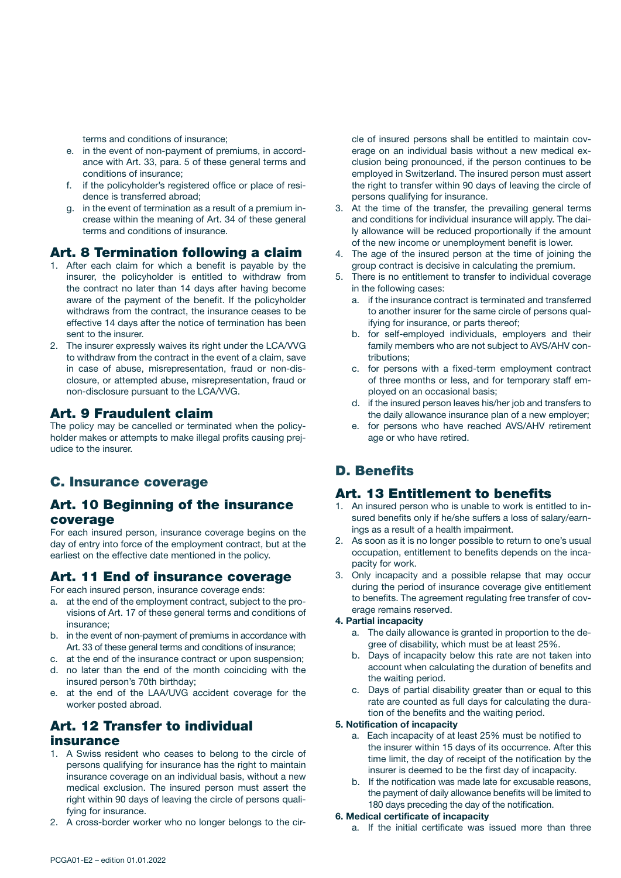terms and conditions of insurance;

e. in the event of non-payment of premiums, in accordance with Art. 33, para. 5 of these general terms and conditions of insurance;
f. if the policyholder's registered office or place of residence is transferred abroad;
g. in the event of termination as a result of a premium increase within the meaning of Art. 34 of these general terms and conditions of insurance.

## Art. 8 Termination following a claim

1. After each claim for which a benefit is payable by the insurer, the policyholder is entitled to withdraw from the contract no later than 14 days after having become aware of the payment of the benefit. If the policyholder withdraws from the contract, the insurance ceases to be effective 14 days after the notice of termination has been sent to the insurer.
2. The insurer expressly waives its right under the LCA/VVG to withdraw from the contract in the event of a claim, save in case of abuse, misrepresentation, fraud or non-disclosure, or attempted abuse, misrepresentation, fraud or non-disclosure pursuant to the LCA/VVG.

## Art. 9 Fraudulent claim

The policy may be cancelled or terminated when the policyholder makes or attempts to make illegal profits causing prejudice to the insurer.

# C. Insurance coverage

## Art. 10 Beginning of the insurance coverage

For each insured person, insurance coverage begins on the day of entry into force of the employment contract, but at the earliest on the effective date mentioned in the policy.

## Art. 11 End of insurance coverage

For each insured person, insurance coverage ends:

a. at the end of the employment contract, subject to the provisions of Art. 17 of these general terms and conditions of insurance;
b. in the event of non-payment of premiums in accordance with Art. 33 of these general terms and conditions of insurance;
c. at the end of the insurance contract or upon suspension;
d. no later than the end of the month coinciding with the insured person's 70th birthday;
e. at the end of the LAA/UVG accident coverage for the worker posted abroad.

## Art. 12 Transfer to individual insurance

1. A Swiss resident who ceases to belong to the circle of persons qualifying for insurance has the right to maintain insurance coverage on an individual basis, without a new medical exclusion. The insured person must assert the right within 90 days of leaving the circle of persons qualifying for insurance.
2. A cross-border worker who no longer belongs to the circle of insured persons shall be entitled to maintain coverage on an individual basis without a new medical exclusion being pronounced, if the person continues to be employed in Switzerland. The insured person must assert the right to transfer within 90 days of leaving the circle of persons qualifying for insurance.
3. At the time of the transfer, the prevailing general terms and conditions for individual insurance will apply. The daily allowance will be reduced proportionally if the amount of the new income or unemployment benefit is lower.
4. The age of the insured person at the time of joining the group contract is decisive in calculating the premium.
5. There is no entitlement to transfer to individual coverage in the following cases:
   a. if the insurance contract is terminated and transferred to another insurer for the same circle of persons qualifying for insurance, or parts thereof;
   b. for self-employed individuals, employers and their family members who are not subject to AVS/AHV contributions;
   c. for persons with a fixed-term employment contract of three months or less, and for temporary staff employed on an occasional basis;
   d. if the insured person leaves his/her job and transfers to the daily allowance insurance plan of a new employer;
   e. for persons who have reached AVS/AHV retirement age or who have retired.

# D. Benefits

## Art. 13 Entitlement to benefits

1. An insured person who is unable to work is entitled to insured benefits only if he/she suffers a loss of salary/earnings as a result of a health impairment.
2. As soon as it is no longer possible to return to one's usual occupation, entitlement to benefits depends on the incapacity for work.
3. Only incapacity and a possible relapse that may occur during the period of insurance coverage give entitlement to benefits. The agreement regulating free transfer of coverage remains reserved.

**4. Partial incapacity**

a. The daily allowance is granted in proportion to the degree of disability, which must be at least 25%.
b. Days of incapacity below this rate are not taken into account when calculating the duration of benefits and the waiting period.
c. Days of partial disability greater than or equal to this rate are counted as full days for calculating the duration of the benefits and the waiting period.

**5. Notification of incapacity**

a. Each incapacity of at least 25% must be notified to the insurer within 15 days of its occurrence. After this time limit, the day of receipt of the notification by the insurer is deemed to be the first day of incapacity.
b. If the notification was made late for excusable reasons, the payment of daily allowance benefits will be limited to 180 days preceding the day of the notification.

**6. Medical certificate of incapacity**

a. If the initial certificate was issued more than three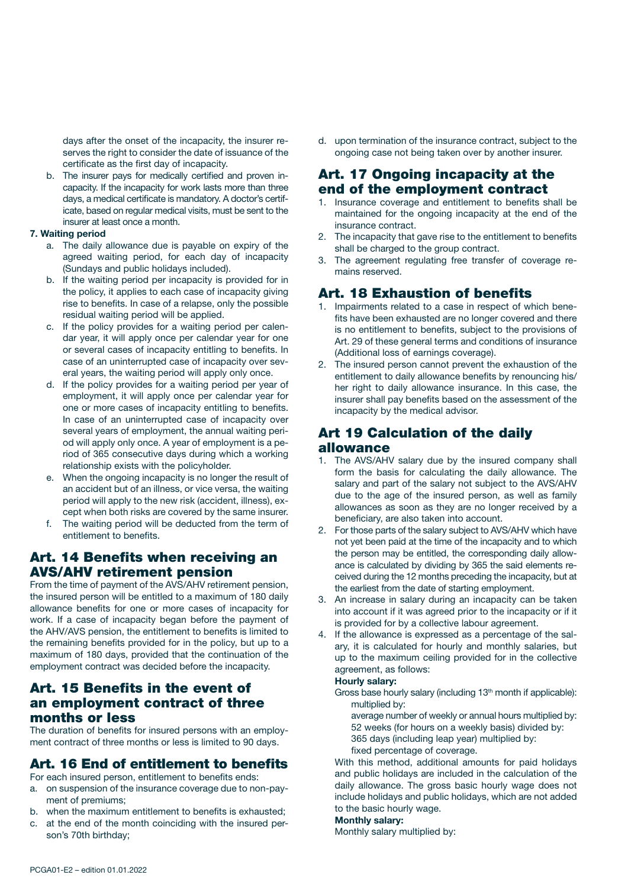days after the onset of the incapacity, the insurer reserves the right to consider the date of issuance of the certificate as the first day of incapacity.

b. The insurer pays for medically certified and proven incapacity. If the incapacity for work lasts more than three days, a medical certificate is mandatory. A doctor's certificate, based on regular medical visits, must be sent to the insurer at least once a month.

**7. Waiting period**

a. The daily allowance due is payable on expiry of the agreed waiting period, for each day of incapacity (Sundays and public holidays included).

b. If the waiting period per incapacity is provided for in the policy, it applies to each case of incapacity giving rise to benefits. In case of a relapse, only the possible residual waiting period will be applied.

c. If the policy provides for a waiting period per calendar year, it will apply once per calendar year for one or several cases of incapacity entitling to benefits. In case of an uninterrupted case of incapacity over several years, the waiting period will apply only once.

d. If the policy provides for a waiting period per year of employment, it will apply once per calendar year for one or more cases of incapacity entitling to benefits. In case of an uninterrupted case of incapacity over several years of employment, the annual waiting period will apply only once. A year of employment is a period of 365 consecutive days during which a working relationship exists with the policyholder.

e. When the ongoing incapacity is no longer the result of an accident but of an illness, or vice versa, the waiting period will apply to the new risk (accident, illness), except when both risks are covered by the same insurer.

f. The waiting period will be deducted from the term of entitlement to benefits.

## Art. 14 Benefits when receiving an AVS/AHV retirement pension

From the time of payment of the AVS/AHV retirement pension, the insured person will be entitled to a maximum of 180 daily allowance benefits for one or more cases of incapacity for work. If a case of incapacity began before the payment of the AHV/AVS pension, the entitlement to benefits is limited to the remaining benefits provided for in the policy, but up to a maximum of 180 days, provided that the continuation of the employment contract was decided before the incapacity.

## Art. 15 Benefits in the event of an employment contract of three months or less

The duration of benefits for insured persons with an employment contract of three months or less is limited to 90 days.

## Art. 16 End of entitlement to benefits

For each insured person, entitlement to benefits ends:

a. on suspension of the insurance coverage due to non-payment of premiums;

b. when the maximum entitlement to benefits is exhausted;

c. at the end of the month coinciding with the insured person's 70th birthday;

d. upon termination of the insurance contract, subject to the ongoing case not being taken over by another insurer.

## Art. 17 Ongoing incapacity at the end of the employment contract

1. Insurance coverage and entitlement to benefits shall be maintained for the ongoing incapacity at the end of the insurance contract.
2. The incapacity that gave rise to the entitlement to benefits shall be charged to the group contract.
3. The agreement regulating free transfer of coverage remains reserved.

## Art. 18 Exhaustion of benefits

1. Impairments related to a case in respect of which benefits have been exhausted are no longer covered and there is no entitlement to benefits, subject to the provisions of Art. 29 of these general terms and conditions of insurance (Additional loss of earnings coverage).
2. The insured person cannot prevent the exhaustion of the entitlement to daily allowance benefits by renouncing his/her right to daily allowance insurance. In this case, the insurer shall pay benefits based on the assessment of the incapacity by the medical advisor.

## Art 19 Calculation of the daily allowance

1. The AVS/AHV salary due by the insured company shall form the basis for calculating the daily allowance. The salary and part of the salary not subject to the AVS/AHV due to the age of the insured person, as well as family allowances as soon as they are no longer received by a beneficiary, are also taken into account.
2. For those parts of the salary subject to AVS/AHV which have not yet been paid at the time of the incapacity and to which the person may be entitled, the corresponding daily allowance is calculated by dividing by 365 the said elements received during the 12 months preceding the incapacity, but at the earliest from the date of starting employment.
3. An increase in salary during an incapacity can be taken into account if it was agreed prior to the incapacity or if it is provided for by a collective labour agreement.
4. If the allowance is expressed as a percentage of the salary, it is calculated for hourly and monthly salaries, but up to the maximum ceiling provided for in the collective agreement, as follows:

   **Hourly salary:**

   Gross base hourly salary (including 13th month if applicable):
   multiplied by:
   average number of weekly or annual hours multiplied by:
   52 weeks (for hours on a weekly basis) divided by:
   365 days (including leap year) multiplied by:
   fixed percentage of coverage.

   With this method, additional amounts for paid holidays and public holidays are included in the calculation of the daily allowance. The gross basic hourly wage does not include holidays and public holidays, which are not added to the basic hourly wage.

   **Monthly salary:**

   Monthly salary multiplied by: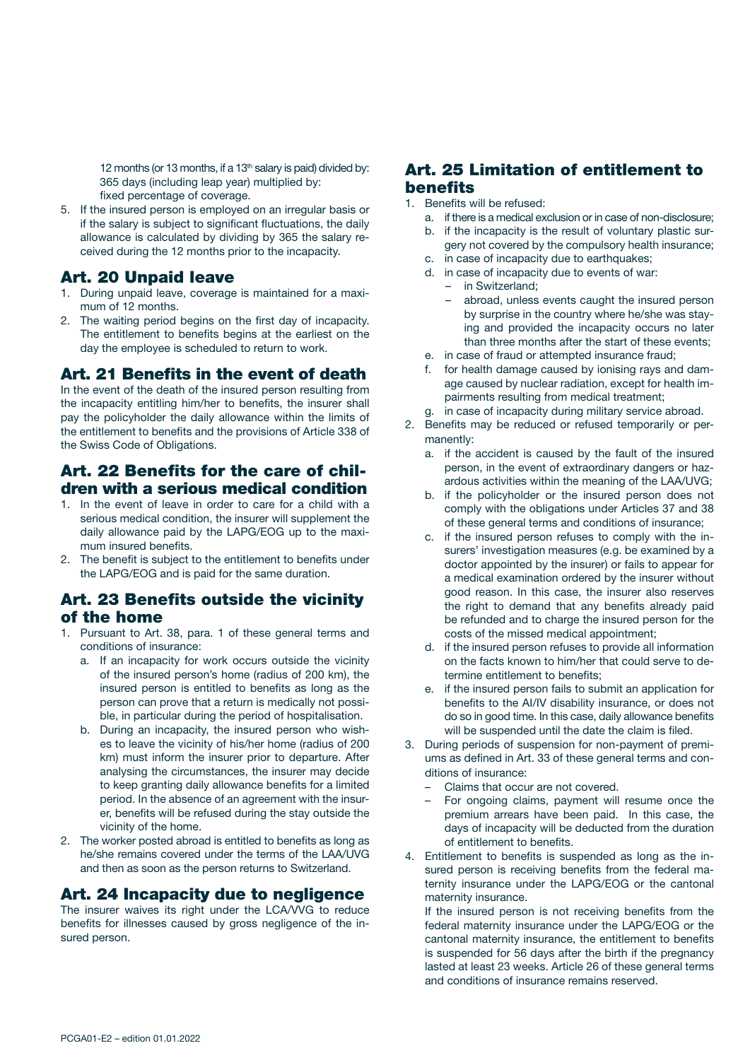12 months (or 13 months, if a 13th salary is paid) divided by:
365 days (including leap year) multiplied by:
fixed percentage of coverage.

5. If the insured person is employed on an irregular basis or if the salary is subject to significant fluctuations, the daily allowance is calculated by dividing by 365 the salary received during the 12 months prior to the incapacity.

## Art. 20 Unpaid leave

1. During unpaid leave, coverage is maintained for a maximum of 12 months.
2. The waiting period begins on the first day of incapacity. The entitlement to benefits begins at the earliest on the day the employee is scheduled to return to work.

## Art. 21 Benefits in the event of death

In the event of the death of the insured person resulting from the incapacity entitling him/her to benefits, the insurer shall pay the policyholder the daily allowance within the limits of the entitlement to benefits and the provisions of Article 338 of the Swiss Code of Obligations.

## Art. 22 Benefits for the care of children with a serious medical condition

1. In the event of leave in order to care for a child with a serious medical condition, the insurer will supplement the daily allowance paid by the LAPG/EOG up to the maximum insured benefits.
2. The benefit is subject to the entitlement to benefits under the LAPG/EOG and is paid for the same duration.

## Art. 23 Benefits outside the vicinity of the home

1. Pursuant to Art. 38, para. 1 of these general terms and conditions of insurance:
   a. If an incapacity for work occurs outside the vicinity of the insured person's home (radius of 200 km), the insured person is entitled to benefits as long as the person can prove that a return is medically not possible, in particular during the period of hospitalisation.
   b. During an incapacity, the insured person who wishes to leave the vicinity of his/her home (radius of 200 km) must inform the insurer prior to departure. After analysing the circumstances, the insurer may decide to keep granting daily allowance benefits for a limited period. In the absence of an agreement with the insurer, benefits will be refused during the stay outside the vicinity of the home.
2. The worker posted abroad is entitled to benefits as long as he/she remains covered under the terms of the LAA/UVG and then as soon as the person returns to Switzerland.

## Art. 24 Incapacity due to negligence

The insurer waives its right under the LCA/VVG to reduce benefits for illnesses caused by gross negligence of the insured person.

## Art. 25 Limitation of entitlement to benefits

1. Benefits will be refused:
   a. if there is a medical exclusion or in case of non-disclosure;
   b. if the incapacity is the result of voluntary plastic surgery not covered by the compulsory health insurance;
   c. in case of incapacity due to earthquakes;
   d. in case of incapacity due to events of war:
      - in Switzerland;
      - abroad, unless events caught the insured person by surprise in the country where he/she was staying and provided the incapacity occurs no later than three months after the start of these events;
   e. in case of fraud or attempted insurance fraud;
   f. for health damage caused by ionising rays and damage caused by nuclear radiation, except for health impairments resulting from medical treatment;
   g. in case of incapacity during military service abroad.
2. Benefits may be reduced or refused temporarily or permanently:
   a. if the accident is caused by the fault of the insured person, in the event of extraordinary dangers or hazardous activities within the meaning of the LAA/UVG;
   b. if the policyholder or the insured person does not comply with the obligations under Articles 37 and 38 of these general terms and conditions of insurance;
   c. if the insured person refuses to comply with the insurers' investigation measures (e.g. be examined by a doctor appointed by the insurer) or fails to appear for a medical examination ordered by the insurer without good reason. In this case, the insurer also reserves the right to demand that any benefits already paid be refunded and to charge the insured person for the costs of the missed medical appointment;
   d. if the insured person refuses to provide all information on the facts known to him/her that could serve to determine entitlement to benefits;
   e. if the insured person fails to submit an application for benefits to the AI/IV disability insurance, or does not do so in good time. In this case, daily allowance benefits will be suspended until the date the claim is filed.
3. During periods of suspension for non-payment of premiums as defined in Art. 33 of these general terms and conditions of insurance:
   - Claims that occur are not covered.
   - For ongoing claims, payment will resume once the premium arrears have been paid. In this case, the days of incapacity will be deducted from the duration of entitlement to benefits.
4. Entitlement to benefits is suspended as long as the insured person is receiving benefits from the federal maternity insurance under the LAPG/EOG or the cantonal maternity insurance.

   If the insured person is not receiving benefits from the federal maternity insurance under the LAPG/EOG or the cantonal maternity insurance, the entitlement to benefits is suspended for 56 days after the birth if the pregnancy lasted at least 23 weeks. Article 26 of these general terms and conditions of insurance remains reserved.

PCGA01-E2 – edition 01.01.2022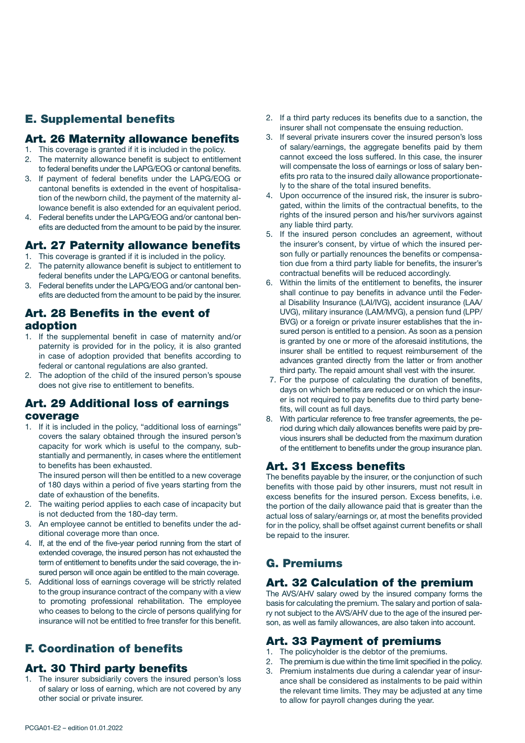## E. Supplemental benefits

### Art. 26 Maternity allowance benefits

1. This coverage is granted if it is included in the policy.
2. The maternity allowance benefit is subject to entitlement to federal benefits under the LAPG/EOG or cantonal benefits.
3. If payment of federal benefits under the LAPG/EOG or cantonal benefits is extended in the event of hospitalisation of the newborn child, the payment of the maternity allowance benefit is also extended for an equivalent period.
4. Federal benefits under the LAPG/EOG and/or cantonal benefits are deducted from the amount to be paid by the insurer.

### Art. 27 Paternity allowance benefits

1. This coverage is granted if it is included in the policy.
2. The paternity allowance benefit is subject to entitlement to federal benefits under the LAPG/EOG or cantonal benefits.
3. Federal benefits under the LAPG/EOG and/or cantonal benefits are deducted from the amount to be paid by the insurer.

### Art. 28 Benefits in the event of adoption

1. If the supplemental benefit in case of maternity and/or paternity is provided for in the policy, it is also granted in case of adoption provided that benefits according to federal or cantonal regulations are also granted.
2. The adoption of the child of the insured person's spouse does not give rise to entitlement to benefits.

### Art. 29 Additional loss of earnings coverage

1. If it is included in the policy, "additional loss of earnings" covers the salary obtained through the insured person's capacity for work which is useful to the company, substantially and permanently, in cases where the entitlement to benefits has been exhausted.

   The insured person will then be entitled to a new coverage of 180 days within a period of five years starting from the date of exhaustion of the benefits.
2. The waiting period applies to each case of incapacity but is not deducted from the 180-day term.
3. An employee cannot be entitled to benefits under the additional coverage more than once.
4. If, at the end of the five-year period running from the start of extended coverage, the insured person has not exhausted the term of entitlement to benefits under the said coverage, the insured person will once again be entitled to the main coverage.
5. Additional loss of earnings coverage will be strictly related to the group insurance contract of the company with a view to promoting professional rehabilitation. The employee who ceases to belong to the circle of persons qualifying for insurance will not be entitled to free transfer for this benefit.

## F. Coordination of benefits

### Art. 30 Third party benefits

1. The insurer subsidiarily covers the insured person's loss of salary or loss of earning, which are not covered by any other social or private insurer.
2. If a third party reduces its benefits due to a sanction, the insurer shall not compensate the ensuing reduction.
3. If several private insurers cover the insured person's loss of salary/earnings, the aggregate benefits paid by them cannot exceed the loss suffered. In this case, the insurer will compensate the loss of earnings or loss of salary benefits pro rata to the insured daily allowance proportionately to the share of the total insured benefits.
4. Upon occurrence of the insured risk, the insurer is subrogated, within the limits of the contractual benefits, to the rights of the insured person and his/her survivors against any liable third party.
5. If the insured person concludes an agreement, without the insurer's consent, by virtue of which the insured person fully or partially renounces the benefits or compensation due from a third party liable for benefits, the insurer's contractual benefits will be reduced accordingly.
6. Within the limits of the entitlement to benefits, the insurer shall continue to pay benefits in advance until the Federal Disability Insurance (LAI/IVG), accident insurance (LAA/UVG), military insurance (LAM/MVG), a pension fund (LPP/BVG) or a foreign or private insurer establishes that the insured person is entitled to a pension. As soon as a pension is granted by one or more of the aforesaid institutions, the insurer shall be entitled to request reimbursement of the advances granted directly from the latter or from another third party. The repaid amount shall vest with the insurer.
7. For the purpose of calculating the duration of benefits, days on which benefits are reduced or on which the insurer is not required to pay benefits due to third party benefits, will count as full days.
8. With particular reference to free transfer agreements, the period during which daily allowances benefits were paid by previous insurers shall be deducted from the maximum duration of the entitlement to benefits under the group insurance plan.

### Art. 31 Excess benefits

The benefits payable by the insurer, or the conjunction of such benefits with those paid by other insurers, must not result in excess benefits for the insured person. Excess benefits, i.e. the portion of the daily allowance paid that is greater than the actual loss of salary/earnings or, at most the benefits provided for in the policy, shall be offset against current benefits or shall be repaid to the insurer.

## G. Premiums

### Art. 32 Calculation of the premium

The AVS/AHV salary owed by the insured company forms the basis for calculating the premium. The salary and portion of salary not subject to the AVS/AHV due to the age of the insured person, as well as family allowances, are also taken into account.

### Art. 33 Payment of premiums

1. The policyholder is the debtor of the premiums.
2. The premium is due within the time limit specified in the policy.
3. Premium instalments due during a calendar year of insurance shall be considered as instalments to be paid within the relevant time limits. They may be adjusted at any time to allow for payroll changes during the year.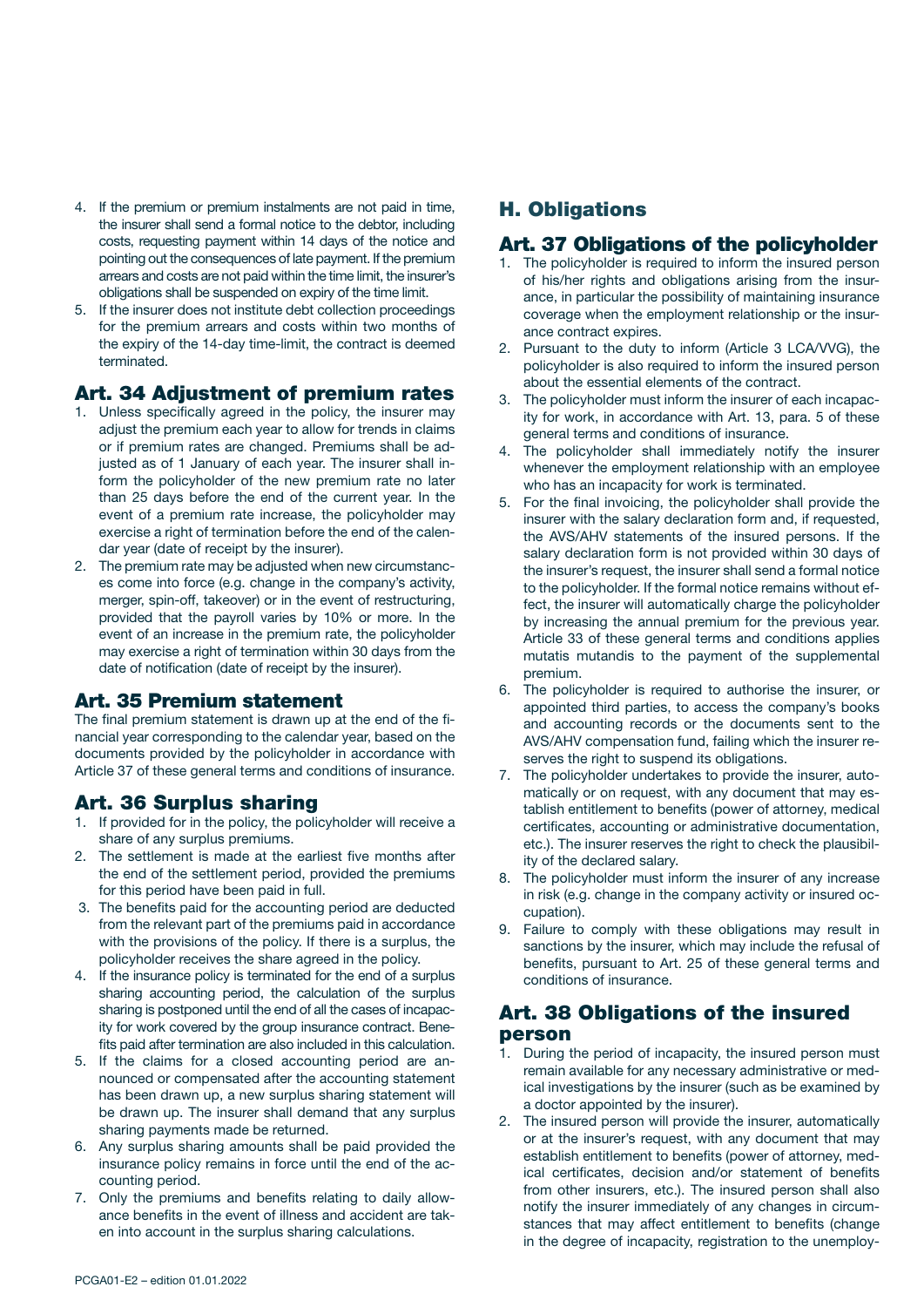4. If the premium or premium instalments are not paid in time, the insurer shall send a formal notice to the debtor, including costs, requesting payment within 14 days of the notice and pointing out the consequences of late payment. If the premium arrears and costs are not paid within the time limit, the insurer's obligations shall be suspended on expiry of the time limit.
5. If the insurer does not institute debt collection proceedings for the premium arrears and costs within two months of the expiry of the 14-day time-limit, the contract is deemed terminated.

## Art. 34 Adjustment of premium rates

1. Unless specifically agreed in the policy, the insurer may adjust the premium each year to allow for trends in claims or if premium rates are changed. Premiums shall be adjusted as of 1 January of each year. The insurer shall inform the policyholder of the new premium rate no later than 25 days before the end of the current year. In the event of a premium rate increase, the policyholder may exercise a right of termination before the end of the calendar year (date of receipt by the insurer).
2. The premium rate may be adjusted when new circumstances come into force (e.g. change in the company's activity, merger, spin-off, takeover) or in the event of restructuring, provided that the payroll varies by 10% or more. In the event of an increase in the premium rate, the policyholder may exercise a right of termination within 30 days from the date of notification (date of receipt by the insurer).

## Art. 35 Premium statement

The final premium statement is drawn up at the end of the financial year corresponding to the calendar year, based on the documents provided by the policyholder in accordance with Article 37 of these general terms and conditions of insurance.

## Art. 36 Surplus sharing

1. If provided for in the policy, the policyholder will receive a share of any surplus premiums.
2. The settlement is made at the earliest five months after the end of the settlement period, provided the premiums for this period have been paid in full.
3. The benefits paid for the accounting period are deducted from the relevant part of the premiums paid in accordance with the provisions of the policy. If there is a surplus, the policyholder receives the share agreed in the policy.
4. If the insurance policy is terminated for the end of a surplus sharing accounting period, the calculation of the surplus sharing is postponed until the end of all the cases of incapacity for work covered by the group insurance contract. Benefits paid after termination are also included in this calculation.
5. If the claims for a closed accounting period are announced or compensated after the accounting statement has been drawn up, a new surplus sharing statement will be drawn up. The insurer shall demand that any surplus sharing payments made be returned.
6. Any surplus sharing amounts shall be paid provided the insurance policy remains in force until the end of the accounting period.
7. Only the premiums and benefits relating to daily allowance benefits in the event of illness and accident are taken into account in the surplus sharing calculations.

# H. Obligations

## Art. 37 Obligations of the policyholder

1. The policyholder is required to inform the insured person of his/her rights and obligations arising from the insurance, in particular the possibility of maintaining insurance coverage when the employment relationship or the insurance contract expires.
2. Pursuant to the duty to inform (Article 3 LCA/VVG), the policyholder is also required to inform the insured person about the essential elements of the contract.
3. The policyholder must inform the insurer of each incapacity for work, in accordance with Art. 13, para. 5 of these general terms and conditions of insurance.
4. The policyholder shall immediately notify the insurer whenever the employment relationship with an employee who has an incapacity for work is terminated.
5. For the final invoicing, the policyholder shall provide the insurer with the salary declaration form and, if requested, the AVS/AHV statements of the insured persons. If the salary declaration form is not provided within 30 days of the insurer's request, the insurer shall send a formal notice to the policyholder. If the formal notice remains without effect, the insurer will automatically charge the policyholder by increasing the annual premium for the previous year. Article 33 of these general terms and conditions applies mutatis mutandis to the payment of the supplemental premium.
6. The policyholder is required to authorise the insurer, or appointed third parties, to access the company's books and accounting records or the documents sent to the AVS/AHV compensation fund, failing which the insurer reserves the right to suspend its obligations.
7. The policyholder undertakes to provide the insurer, automatically or on request, with any document that may establish entitlement to benefits (power of attorney, medical certificates, accounting or administrative documentation, etc.). The insurer reserves the right to check the plausibility of the declared salary.
8. The policyholder must inform the insurer of any increase in risk (e.g. change in the company activity or insured occupation).
9. Failure to comply with these obligations may result in sanctions by the insurer, which may include the refusal of benefits, pursuant to Art. 25 of these general terms and conditions of insurance.

## Art. 38 Obligations of the insured person

1. During the period of incapacity, the insured person must remain available for any necessary administrative or medical investigations by the insurer (such as be examined by a doctor appointed by the insurer).
2. The insured person will provide the insurer, automatically or at the insurer's request, with any document that may establish entitlement to benefits (power of attorney, medical certificates, decision and/or statement of benefits from other insurers, etc.). The insured person shall also notify the insurer immediately of any changes in circumstances that may affect entitlement to benefits (change in the degree of incapacity, registration to the unemploy-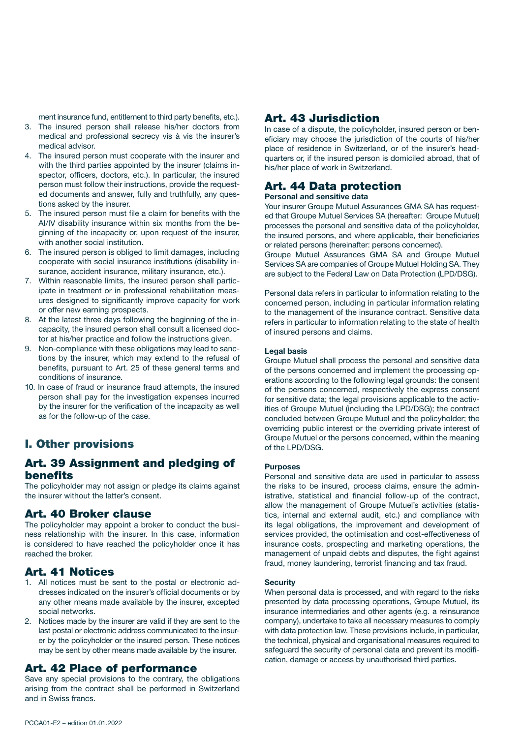ment insurance fund, entitlement to third party benefits, etc.).

3. The insured person shall release his/her doctors from medical and professional secrecy vis à vis the insurer's medical advisor.
4. The insured person must cooperate with the insurer and with the third parties appointed by the insurer (claims inspector, officers, doctors, etc.). In particular, the insured person must follow their instructions, provide the requested documents and answer, fully and truthfully, any questions asked by the insurer.
5. The insured person must file a claim for benefits with the AI/IV disability insurance within six months from the beginning of the incapacity or, upon request of the insurer, with another social institution.
6. The insured person is obliged to limit damages, including cooperate with social insurance institutions (disability insurance, accident insurance, military insurance, etc.).
7. Within reasonable limits, the insured person shall participate in treatment or in professional rehabilitation measures designed to significantly improve capacity for work or offer new earning prospects.
8. At the latest three days following the beginning of the incapacity, the insured person shall consult a licensed doctor at his/her practice and follow the instructions given.
9. Non-compliance with these obligations may lead to sanctions by the insurer, which may extend to the refusal of benefits, pursuant to Art. 25 of these general terms and conditions of insurance.
10. In case of fraud or insurance fraud attempts, the insured person shall pay for the investigation expenses incurred by the insurer for the verification of the incapacity as well as for the follow-up of the case.

## I. Other provisions

### Art. 39 Assignment and pledging of benefits

The policyholder may not assign or pledge its claims against the insurer without the latter's consent.

### Art. 40 Broker clause

The policyholder may appoint a broker to conduct the business relationship with the insurer. In this case, information is considered to have reached the policyholder once it has reached the broker.

### Art. 41 Notices

1. All notices must be sent to the postal or electronic addresses indicated on the insurer's official documents or by any other means made available by the insurer, excepted social networks.
2. Notices made by the insurer are valid if they are sent to the last postal or electronic address communicated to the insurer by the policyholder or the insured person. These notices may be sent by other means made available by the insurer.

### Art. 42 Place of performance

Save any special provisions to the contrary, the obligations arising from the contract shall be performed in Switzerland and in Swiss francs.

### Art. 43 Jurisdiction

In case of a dispute, the policyholder, insured person or beneficiary may choose the jurisdiction of the courts of his/her place of residence in Switzerland, or of the insurer's headquarters or, if the insured person is domiciled abroad, that of his/her place of work in Switzerland.

### Art. 44 Data protection

**Personal and sensitive data**

Your insurer Groupe Mutuel Assurances GMA SA has requested that Groupe Mutuel Services SA (hereafter: Groupe Mutuel) processes the personal and sensitive data of the policyholder, the insured persons, and where applicable, their beneficiaries or related persons (hereinafter: persons concerned).

Groupe Mutuel Assurances GMA SA and Groupe Mutuel Services SA are companies of Groupe Mutuel Holding SA. They are subject to the Federal Law on Data Protection (LPD/DSG).

Personal data refers in particular to information relating to the concerned person, including in particular information relating to the management of the insurance contract. Sensitive data refers in particular to information relating to the state of health of insured persons and claims.

**Legal basis**

Groupe Mutuel shall process the personal and sensitive data of the persons concerned and implement the processing operations according to the following legal grounds: the consent of the persons concerned, respectively the express consent for sensitive data; the legal provisions applicable to the activities of Groupe Mutuel (including the LPD/DSG); the contract concluded between Groupe Mutuel and the policyholder; the overriding public interest or the overriding private interest of Groupe Mutuel or the persons concerned, within the meaning of the LPD/DSG.

**Purposes**

Personal and sensitive data are used in particular to assess the risks to be insured, process claims, ensure the administrative, statistical and financial follow-up of the contract, allow the management of Groupe Mutuel's activities (statistics, internal and external audit, etc.) and compliance with its legal obligations, the improvement and development of services provided, the optimisation and cost-effectiveness of insurance costs, prospecting and marketing operations, the management of unpaid debts and disputes, the fight against fraud, money laundering, terrorist financing and tax fraud.

**Security**

When personal data is processed, and with regard to the risks presented by data processing operations, Groupe Mutuel, its insurance intermediaries and other agents (e.g. a reinsurance company), undertake to take all necessary measures to comply with data protection law. These provisions include, in particular, the technical, physical and organisational measures required to safeguard the security of personal data and prevent its modification, damage or access by unauthorised third parties.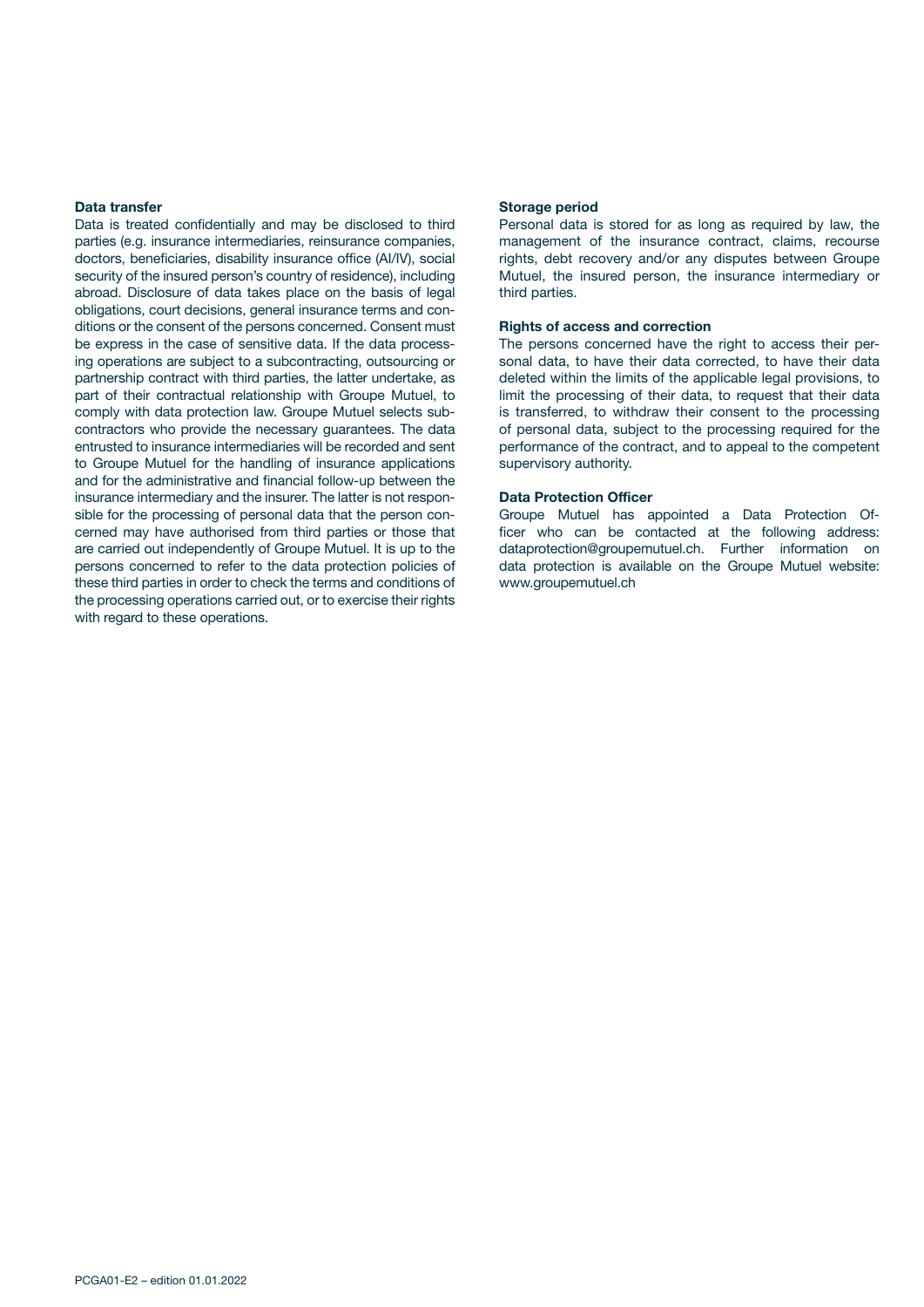### Data transfer

Data is treated confidentially and may be disclosed to third parties (e.g. insurance intermediaries, reinsurance companies, doctors, beneficiaries, disability insurance office (AI/IV), social security of the insured person's country of residence), including abroad. Disclosure of data takes place on the basis of legal obligations, court decisions, general insurance terms and conditions or the consent of the persons concerned. Consent must be express in the case of sensitive data. If the data processing operations are subject to a subcontracting, outsourcing or partnership contract with third parties, the latter undertake, as part of their contractual relationship with Groupe Mutuel, to comply with data protection law. Groupe Mutuel selects subcontractors who provide the necessary guarantees. The data entrusted to insurance intermediaries will be recorded and sent to Groupe Mutuel for the handling of insurance applications and for the administrative and financial follow-up between the insurance intermediary and the insurer. The latter is not responsible for the processing of personal data that the person concerned may have authorised from third parties or those that are carried out independently of Groupe Mutuel. It is up to the persons concerned to refer to the data protection policies of these third parties in order to check the terms and conditions of the processing operations carried out, or to exercise their rights with regard to these operations.

### Storage period

Personal data is stored for as long as required by law, the management of the insurance contract, claims, recourse rights, debt recovery and/or any disputes between Groupe Mutuel, the insured person, the insurance intermediary or third parties.

### Rights of access and correction

The persons concerned have the right to access their personal data, to have their data corrected, to have their data deleted within the limits of the applicable legal provisions, to limit the processing of their data, to request that their data is transferred, to withdraw their consent to the processing of personal data, subject to the processing required for the performance of the contract, and to appeal to the competent supervisory authority.

### Data Protection Officer

Groupe Mutuel has appointed a Data Protection Officer who can be contacted at the following address: dataprotection@groupemutuel.ch. Further information on data protection is available on the Groupe Mutuel website: www.groupemutuel.ch

PCGA01-E2 – edition 01.01.2022